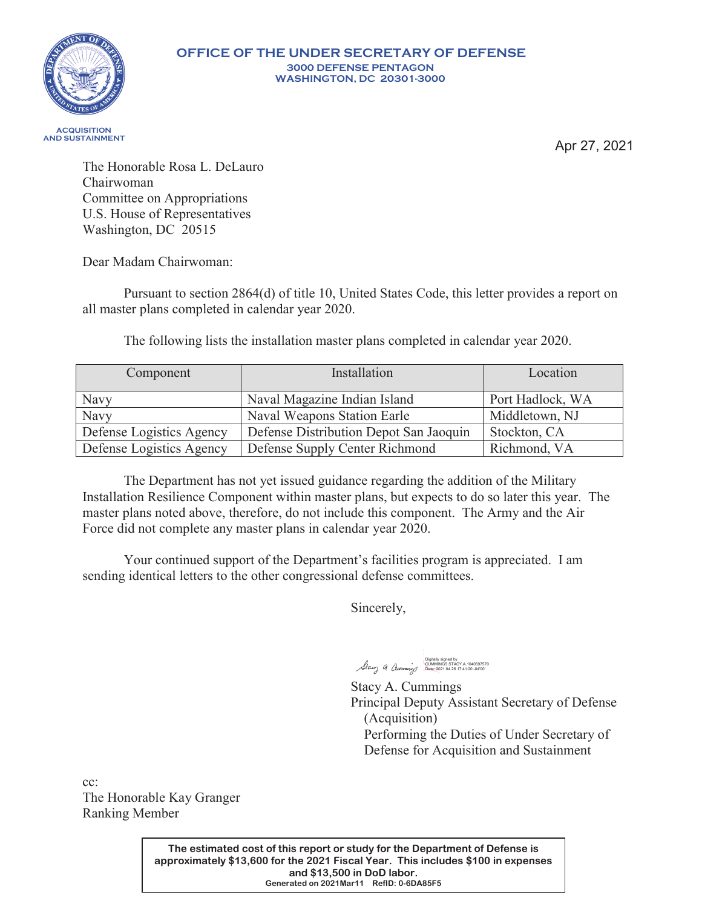**OFFICE OF THE UNDER SECRETARY OF DEFENSE**
**3000 DEFENSE PENTAGON**
**WASHINGTON, DC 20301-3000**

**ACQUISITION AND SUSTAINMENT**

Apr 27, 2021

The Honorable Rosa L. DeLauro
Chairwoman
Committee on Appropriations
U.S. House of Representatives
Washington, DC 20515

Dear Madam Chairwoman:

Pursuant to section 2864(d) of title 10, United States Code, this letter provides a report on all master plans completed in calendar year 2020.

The following lists the installation master plans completed in calendar year 2020.

| Component | Installation | Location |
|---|---|---|
| Navy | Naval Magazine Indian Island | Port Hadlock, WA |
| Navy | Naval Weapons Station Earle | Middletown, NJ |
| Defense Logistics Agency | Defense Distribution Depot San Jaoquin | Stockton, CA |
| Defense Logistics Agency | Defense Supply Center Richmond | Richmond, VA |

The Department has not yet issued guidance regarding the addition of the Military Installation Resilience Component within master plans, but expects to do so later this year. The master plans noted above, therefore, do not include this component. The Army and the Air Force did not complete any master plans in calendar year 2020.

Your continued support of the Department's facilities program is appreciated. I am sending identical letters to the other congressional defense committees.

Sincerely,

Digitally signed by CUMMINGS.STACY.A.1040597570
Date: 2021.04.26 17:41:20 -04'00'

Stacy A. Cummings
Principal Deputy Assistant Secretary of Defense (Acquisition)
Performing the Duties of Under Secretary of Defense for Acquisition and Sustainment

cc:
The Honorable Kay Granger
Ranking Member

**The estimated cost of this report or study for the Department of Defense is approximately $13,600 for the 2021 Fiscal Year. This includes $100 in expenses and $13,500 in DoD labor.**
**Generated on 2021Mar11 RefID: 0-6DA85F5**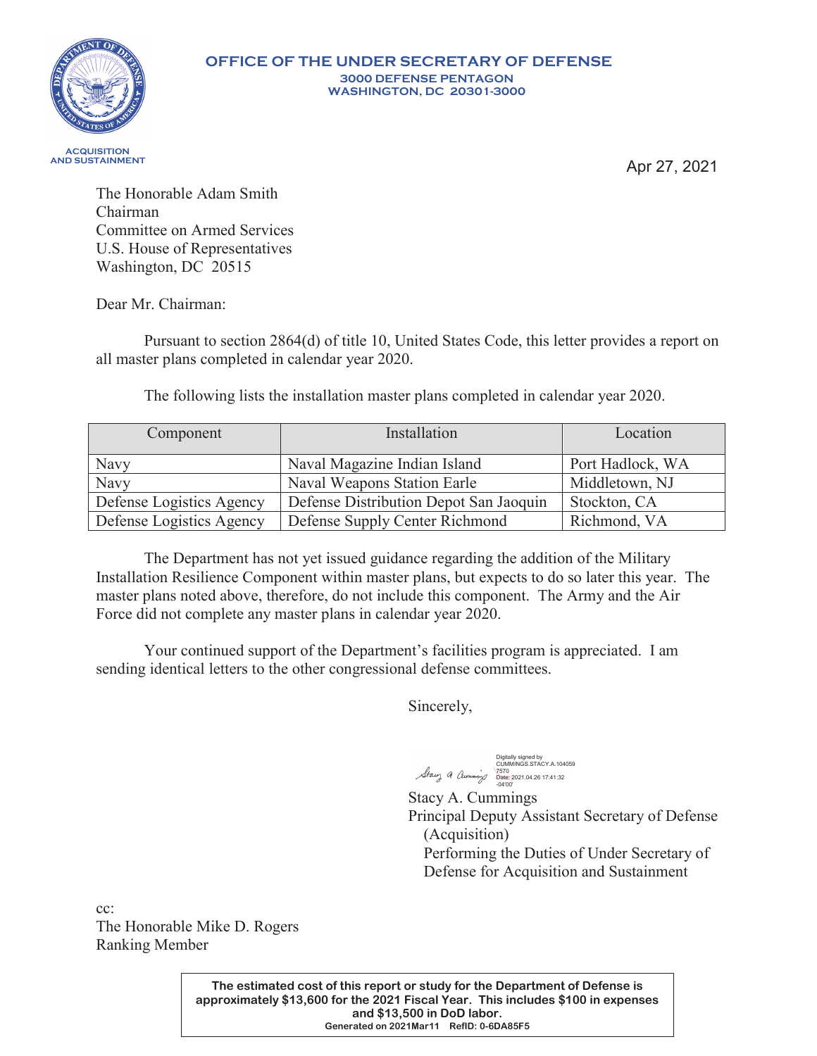**OFFICE OF THE UNDER SECRETARY OF DEFENSE**
**3000 DEFENSE PENTAGON**
**WASHINGTON, DC 20301-3000**

**ACQUISITION AND SUSTAINMENT**

Apr 27, 2021

The Honorable Adam Smith
Chairman
Committee on Armed Services
U.S. House of Representatives
Washington, DC 20515

Dear Mr. Chairman:

Pursuant to section 2864(d) of title 10, United States Code, this letter provides a report on all master plans completed in calendar year 2020.

The following lists the installation master plans completed in calendar year 2020.

| Component | Installation | Location |
|---|---|---|
| Navy | Naval Magazine Indian Island | Port Hadlock, WA |
| Navy | Naval Weapons Station Earle | Middletown, NJ |
| Defense Logistics Agency | Defense Distribution Depot San Jaoquin | Stockton, CA |
| Defense Logistics Agency | Defense Supply Center Richmond | Richmond, VA |

The Department has not yet issued guidance regarding the addition of the Military Installation Resilience Component within master plans, but expects to do so later this year. The master plans noted above, therefore, do not include this component. The Army and the Air Force did not complete any master plans in calendar year 2020.

Your continued support of the Department's facilities program is appreciated. I am sending identical letters to the other congressional defense committees.

Sincerely,

Digitally signed by CUMMINGS.STACY.A.1040597570
Date: 2021.04.26 17:41:32 -04'00'

Stacy A. Cummings
Principal Deputy Assistant Secretary of Defense (Acquisition)
Performing the Duties of Under Secretary of Defense for Acquisition and Sustainment

cc:
The Honorable Mike D. Rogers
Ranking Member

**The estimated cost of this report or study for the Department of Defense is approximately $13,600 for the 2021 Fiscal Year. This includes $100 in expenses and $13,500 in DoD labor.**
**Generated on 2021Mar11 RefID: 0-6DA85F5**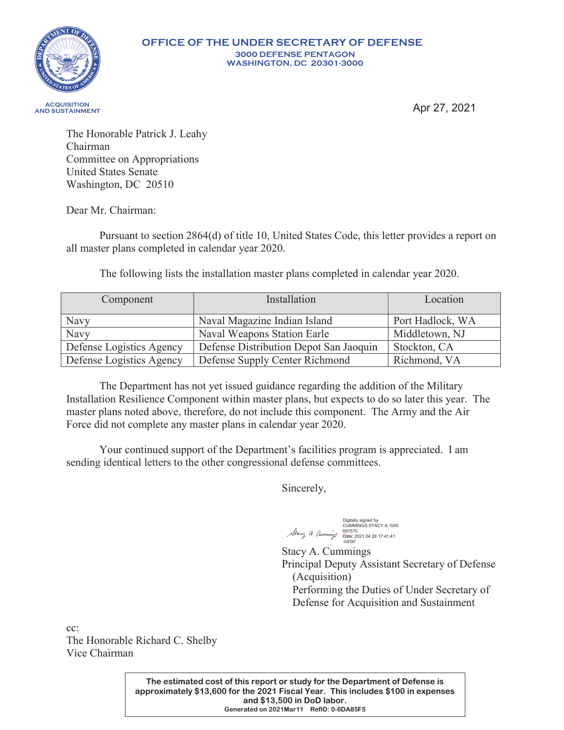**OFFICE OF THE UNDER SECRETARY OF DEFENSE**
**3000 DEFENSE PENTAGON**
**WASHINGTON, DC 20301-3000**

**ACQUISITION AND SUSTAINMENT**

Apr 27, 2021

The Honorable Patrick J. Leahy
Chairman
Committee on Appropriations
United States Senate
Washington, DC 20510

Dear Mr. Chairman:

Pursuant to section 2864(d) of title 10, United States Code, this letter provides a report on all master plans completed in calendar year 2020.

The following lists the installation master plans completed in calendar year 2020.

| Component | Installation | Location |
|---|---|---|
| Navy | Naval Magazine Indian Island | Port Hadlock, WA |
| Navy | Naval Weapons Station Earle | Middletown, NJ |
| Defense Logistics Agency | Defense Distribution Depot San Jaoquin | Stockton, CA |
| Defense Logistics Agency | Defense Supply Center Richmond | Richmond, VA |

The Department has not yet issued guidance regarding the addition of the Military Installation Resilience Component within master plans, but expects to do so later this year. The master plans noted above, therefore, do not include this component. The Army and the Air Force did not complete any master plans in calendar year 2020.

Your continued support of the Department's facilities program is appreciated. I am sending identical letters to the other congressional defense committees.

Sincerely,

Digitally signed by CUMMINGS.STACY.A.1040597570
Date: 2021.04.26 17:41:41 -04'00'

Stacy A. Cummings
Principal Deputy Assistant Secretary of Defense (Acquisition)
Performing the Duties of Under Secretary of Defense for Acquisition and Sustainment

cc:
The Honorable Richard C. Shelby
Vice Chairman

**The estimated cost of this report or study for the Department of Defense is approximately $13,600 for the 2021 Fiscal Year. This includes $100 in expenses and $13,500 in DoD labor.**
**Generated on 2021Mar11 RefID: 0-6DA85F5**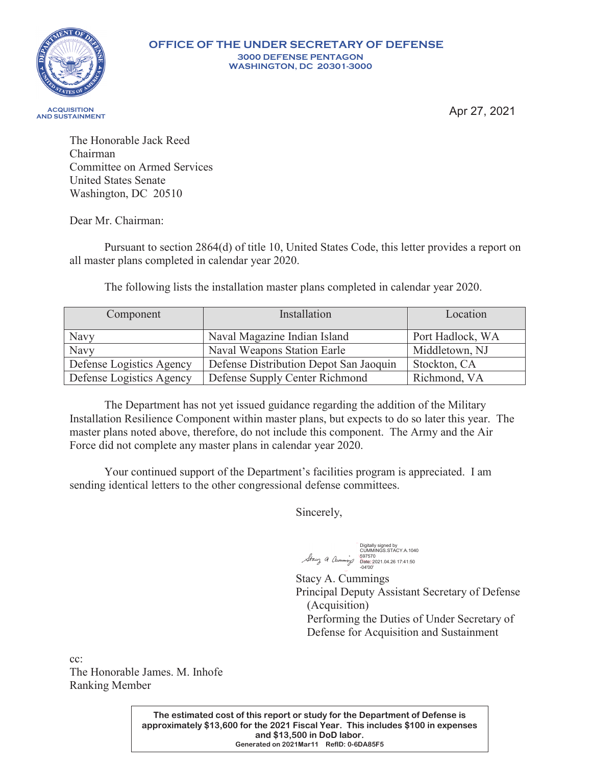**OFFICE OF THE UNDER SECRETARY OF DEFENSE**
**3000 DEFENSE PENTAGON**
**WASHINGTON, DC 20301-3000**

ACQUISITION AND SUSTAINMENT

Apr 27, 2021

The Honorable Jack Reed
Chairman
Committee on Armed Services
United States Senate
Washington, DC 20510

Dear Mr. Chairman:

Pursuant to section 2864(d) of title 10, United States Code, this letter provides a report on all master plans completed in calendar year 2020.

The following lists the installation master plans completed in calendar year 2020.

| Component | Installation | Location |
|---|---|---|
| Navy | Naval Magazine Indian Island | Port Hadlock, WA |
| Navy | Naval Weapons Station Earle | Middletown, NJ |
| Defense Logistics Agency | Defense Distribution Depot San Jaoquin | Stockton, CA |
| Defense Logistics Agency | Defense Supply Center Richmond | Richmond, VA |

The Department has not yet issued guidance regarding the addition of the Military Installation Resilience Component within master plans, but expects to do so later this year. The master plans noted above, therefore, do not include this component. The Army and the Air Force did not complete any master plans in calendar year 2020.

Your continued support of the Department's facilities program is appreciated. I am sending identical letters to the other congressional defense committees.

Sincerely,

Digitally signed by CUMMINGS.STACY.A.1040597570
Date: 2021.04.26 17:41:50 -04'00'

Stacy A. Cummings
Principal Deputy Assistant Secretary of Defense (Acquisition)
Performing the Duties of Under Secretary of Defense for Acquisition and Sustainment

cc:
The Honorable James. M. Inhofe
Ranking Member

**The estimated cost of this report or study for the Department of Defense is approximately $13,600 for the 2021 Fiscal Year. This includes $100 in expenses and $13,500 in DoD labor.**
**Generated on 2021Mar11 RefID: 0-6DA85F5**